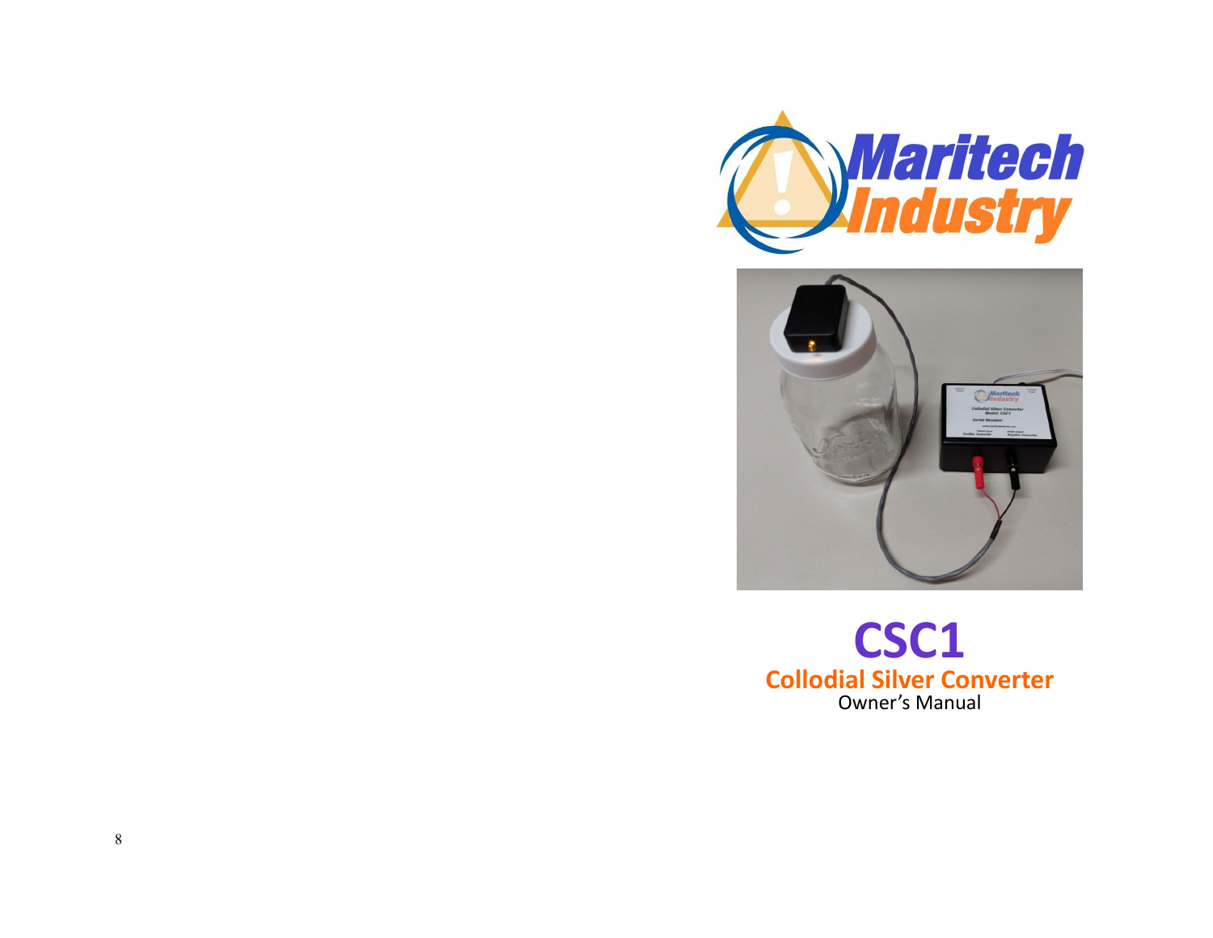# CSC1

## Collodial Silver Converter

Owner's Manual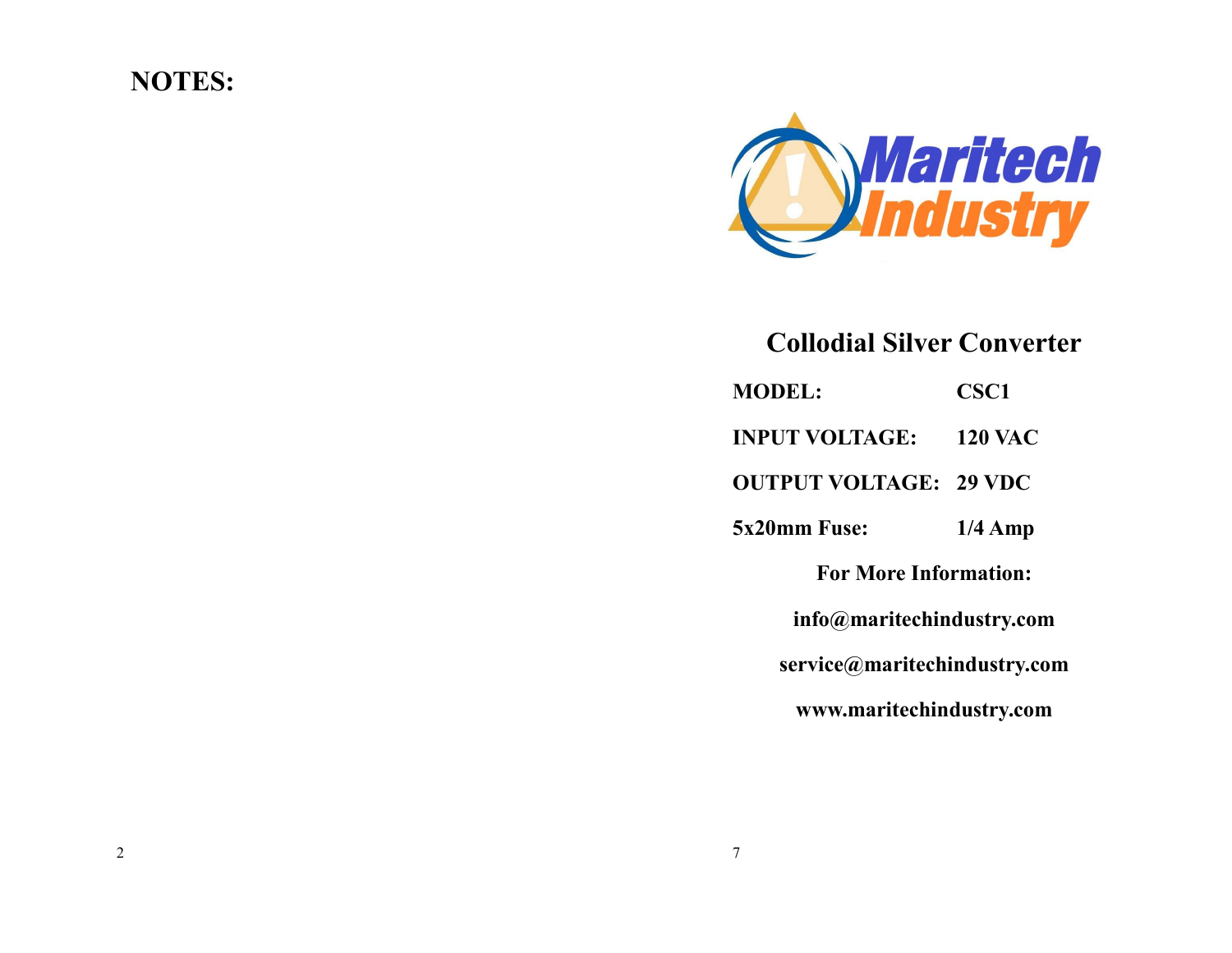## NOTES:

Maritech Industry

## Collodial Silver Converter

| | |
|---|---|
| **MODEL:** | **CSC1** |
| **INPUT VOLTAGE:** | **120 VAC** |
| **OUTPUT VOLTAGE:** | **29 VDC** |
| **5x20mm Fuse:** | **1/4 Amp** |

**For More Information:**

**info@maritechindustry.com**

**service@maritechindustry.com**

**www.maritechindustry.com**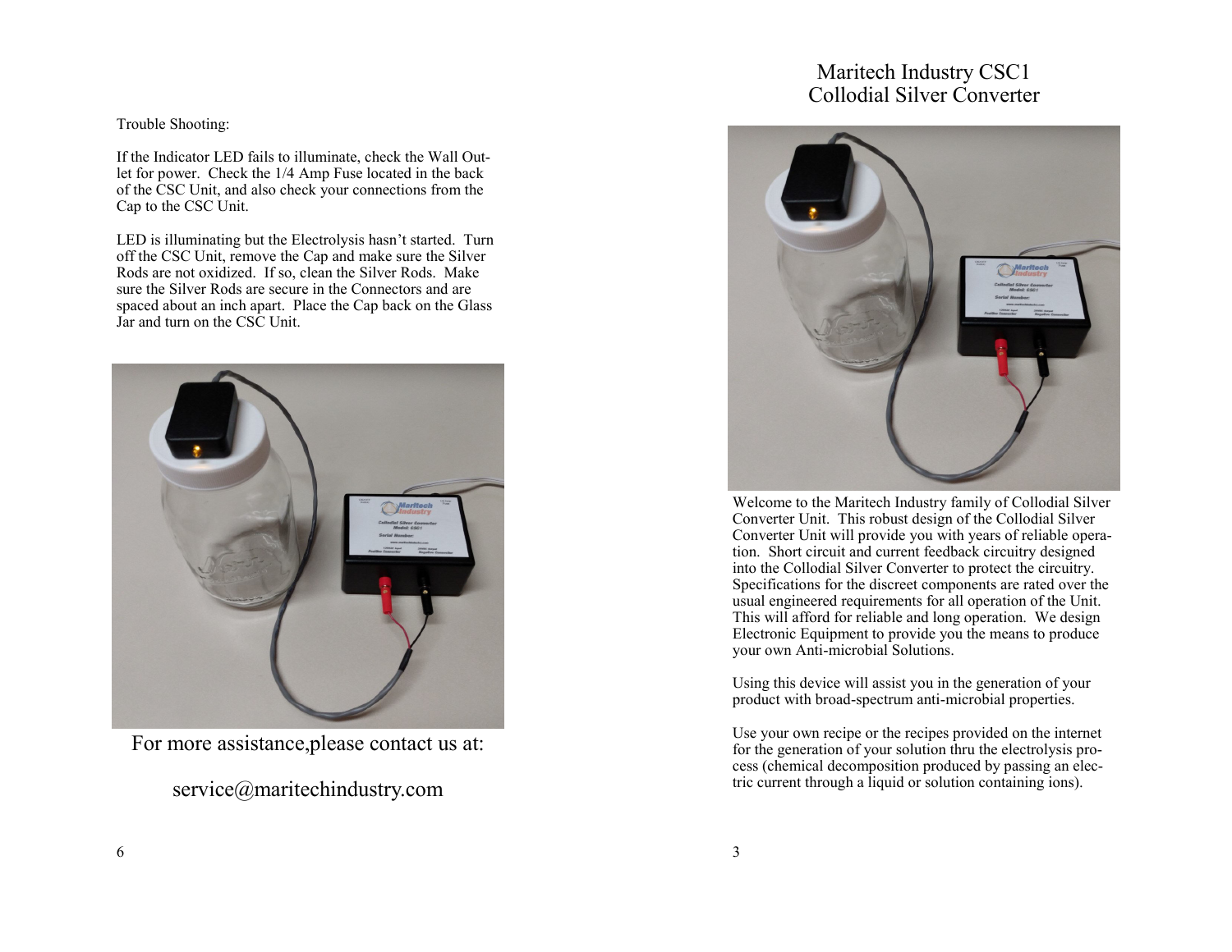Trouble Shooting:

If the Indicator LED fails to illuminate, check the Wall Outlet for power. Check the 1/4 Amp Fuse located in the back of the CSC Unit, and also check your connections from the Cap to the CSC Unit.

LED is illuminating but the Electrolysis hasn't started. Turn off the CSC Unit, remove the Cap and make sure the Silver Rods are not oxidized. If so, clean the Silver Rods. Make sure the Silver Rods are secure in the Connectors and are spaced about an inch apart. Place the Cap back on the Glass Jar and turn on the CSC Unit.

For more assistance,please contact us at:

service@maritechindustry.com

# Maritech Industry CSC1
# Collodial Silver Converter

Welcome to the Maritech Industry family of Collodial Silver Converter Unit. This robust design of the Collodial Silver Converter Unit will provide you with years of reliable operation. Short circuit and current feedback circuitry designed into the Collodial Silver Converter to protect the circuitry. Specifications for the discreet components are rated over the usual engineered requirements for all operation of the Unit. This will afford for reliable and long operation. We design Electronic Equipment to provide you the means to produce your own Anti-microbial Solutions.

Using this device will assist you in the generation of your product with broad-spectrum anti-microbial properties.

Use your own recipe or the recipes provided on the internet for the generation of your solution thru the electrolysis process (chemical decomposition produced by passing an electric current through a liquid or solution containing ions).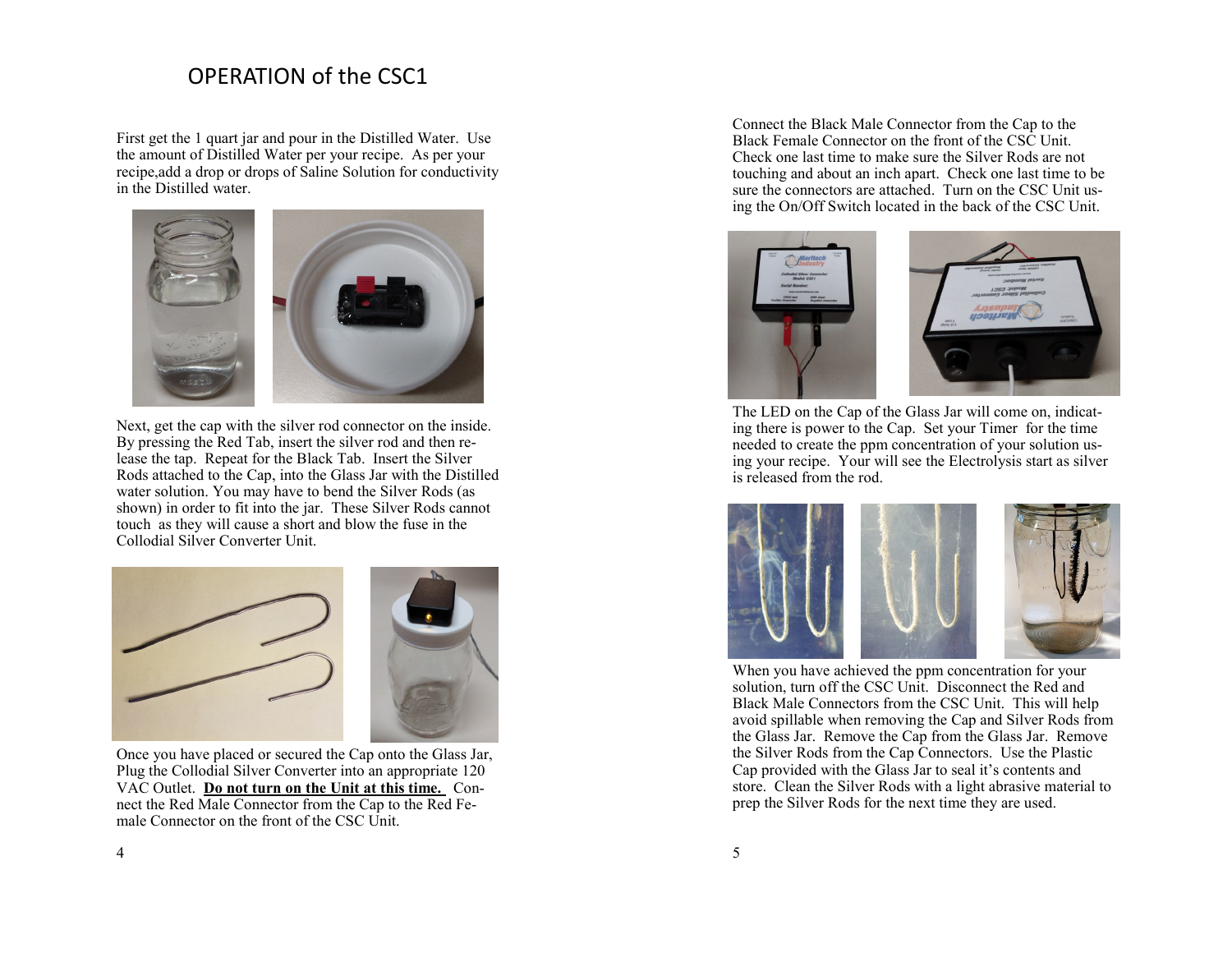# OPERATION of the CSC1

First get the 1 quart jar and pour in the Distilled Water. Use the amount of Distilled Water per your recipe. As per your recipe,add a drop or drops of Saline Solution for conductivity in the Distilled water.

Next, get the cap with the silver rod connector on the inside. By pressing the Red Tab, insert the silver rod and then release the tap. Repeat for the Black Tab. Insert the Silver Rods attached to the Cap, into the Glass Jar with the Distilled water solution. You may have to bend the Silver Rods (as shown) in order to fit into the jar. These Silver Rods cannot touch as they will cause a short and blow the fuse in the Collodial Silver Converter Unit.

Once you have placed or secured the Cap onto the Glass Jar, Plug the Collodial Silver Converter into an appropriate 120 VAC Outlet. **Do not turn on the Unit at this time.** Connect the Red Male Connector from the Cap to the Red Female Connector on the front of the CSC Unit.

Connect the Black Male Connector from the Cap to the Black Female Connector on the front of the CSC Unit. Check one last time to make sure the Silver Rods are not touching and about an inch apart. Check one last time to be sure the connectors are attached. Turn on the CSC Unit using the On/Off Switch located in the back of the CSC Unit.

The LED on the Cap of the Glass Jar will come on, indicating there is power to the Cap. Set your Timer for the time needed to create the ppm concentration of your solution using your recipe. Your will see the Electrolysis start as silver is released from the rod.

When you have achieved the ppm concentration for your solution, turn off the CSC Unit. Disconnect the Red and Black Male Connectors from the CSC Unit. This will help avoid spillable when removing the Cap and Silver Rods from the Glass Jar. Remove the Cap from the Glass Jar. Remove the Silver Rods from the Cap Connectors. Use the Plastic Cap provided with the Glass Jar to seal it's contents and store. Clean the Silver Rods with a light abrasive material to prep the Silver Rods for the next time they are used.